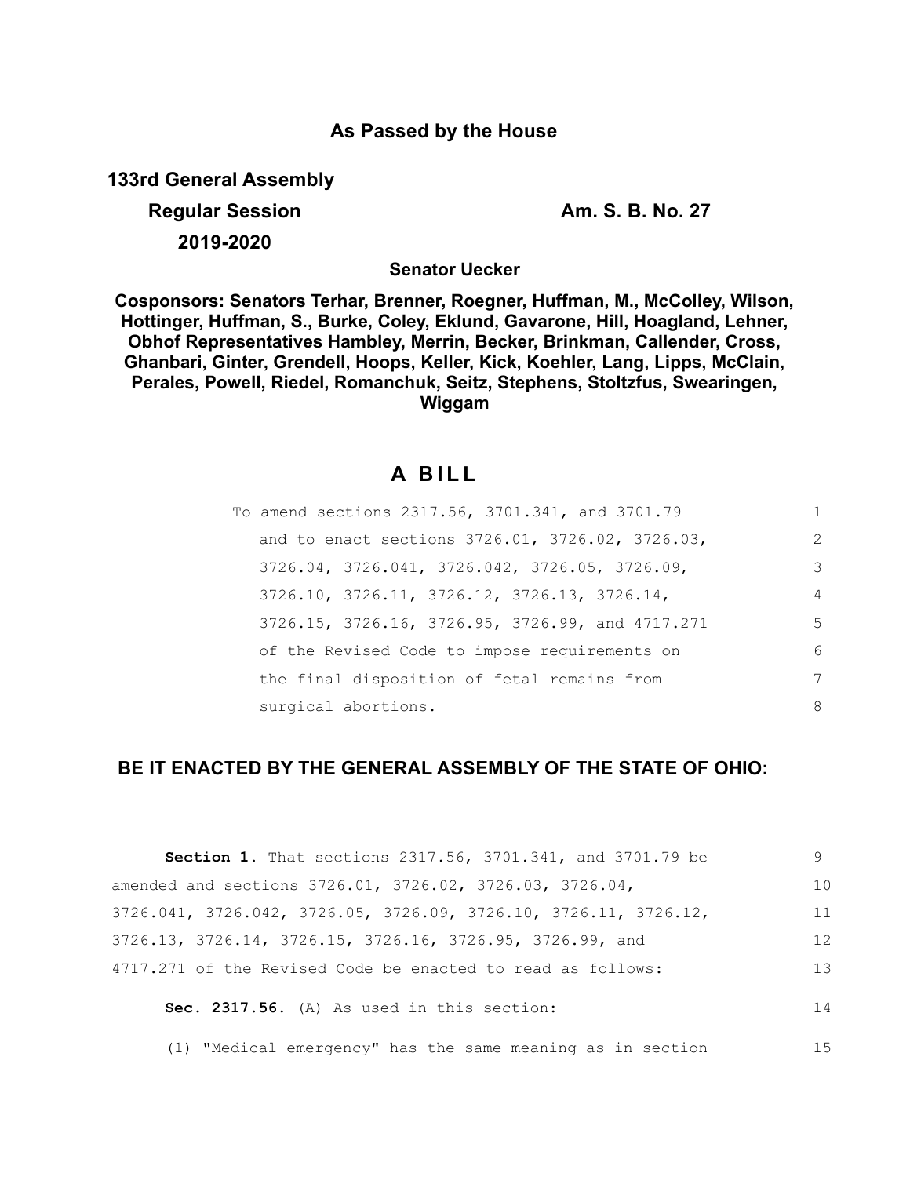**As Passed by the House**

**133rd General Assembly**

**Regular Session** **Am. S. B. No. 27**

**2019-2020**

**Senator Uecker**

**Cosponsors: Senators Terhar, Brenner, Roegner, Huffman, M., McColley, Wilson, Hottinger, Huffman, S., Burke, Coley, Eklund, Gavarone, Hill, Hoagland, Lehner, Obhof Representatives Hambley, Merrin, Becker, Brinkman, Callender, Cross, Ghanbari, Ginter, Grendell, Hoops, Keller, Kick, Koehler, Lang, Lipps, McClain, Perales, Powell, Riedel, Romanchuk, Seitz, Stephens, Stoltzfus, Swearingen, Wiggam**

# A BILL

To amend sections 2317.56, 3701.341, and 3701.79 and to enact sections 3726.01, 3726.02, 3726.03, 3726.04, 3726.041, 3726.042, 3726.05, 3726.09, 3726.10, 3726.11, 3726.12, 3726.13, 3726.14, 3726.15, 3726.16, 3726.95, 3726.99, and 4717.271 of the Revised Code to impose requirements on the final disposition of fetal remains from surgical abortions.

**BE IT ENACTED BY THE GENERAL ASSEMBLY OF THE STATE OF OHIO:**

**Section 1.** That sections 2317.56, 3701.341, and 3701.79 be amended and sections 3726.01, 3726.02, 3726.03, 3726.04, 3726.041, 3726.042, 3726.05, 3726.09, 3726.10, 3726.11, 3726.12, 3726.13, 3726.14, 3726.15, 3726.16, 3726.95, 3726.99, and 4717.271 of the Revised Code be enacted to read as follows:

**Sec. 2317.56.** (A) As used in this section:

(1) "Medical emergency" has the same meaning as in section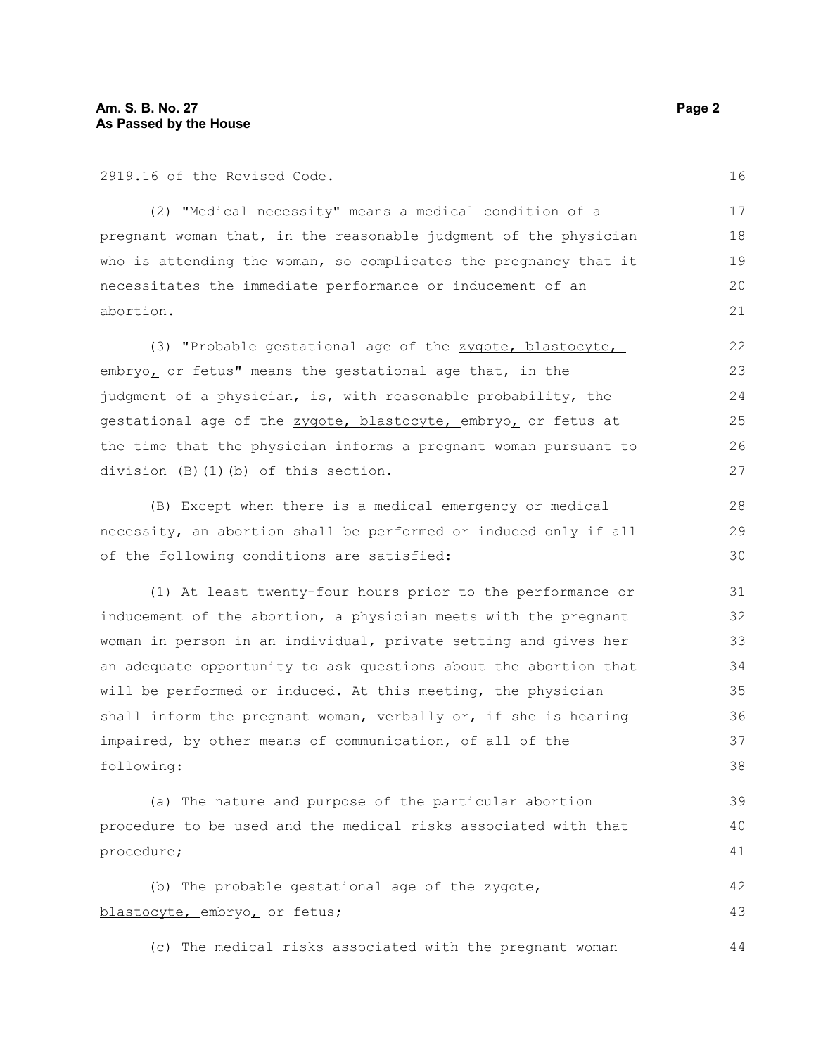2919.16 of the Revised Code.

(2) "Medical necessity" means a medical condition of a pregnant woman that, in the reasonable judgment of the physician who is attending the woman, so complicates the pregnancy that it necessitates the immediate performance or inducement of an abortion.

(3) "Probable gestational age of the zygote, blastocyte, embryo, or fetus" means the gestational age that, in the judgment of a physician, is, with reasonable probability, the gestational age of the zygote, blastocyte, embryo, or fetus at the time that the physician informs a pregnant woman pursuant to division (B)(1)(b) of this section.

(B) Except when there is a medical emergency or medical necessity, an abortion shall be performed or induced only if all of the following conditions are satisfied:

(1) At least twenty-four hours prior to the performance or inducement of the abortion, a physician meets with the pregnant woman in person in an individual, private setting and gives her an adequate opportunity to ask questions about the abortion that will be performed or induced. At this meeting, the physician shall inform the pregnant woman, verbally or, if she is hearing impaired, by other means of communication, of all of the following:

(a) The nature and purpose of the particular abortion procedure to be used and the medical risks associated with that procedure;

(b) The probable gestational age of the zygote, blastocyte, embryo, or fetus;

(c) The medical risks associated with the pregnant woman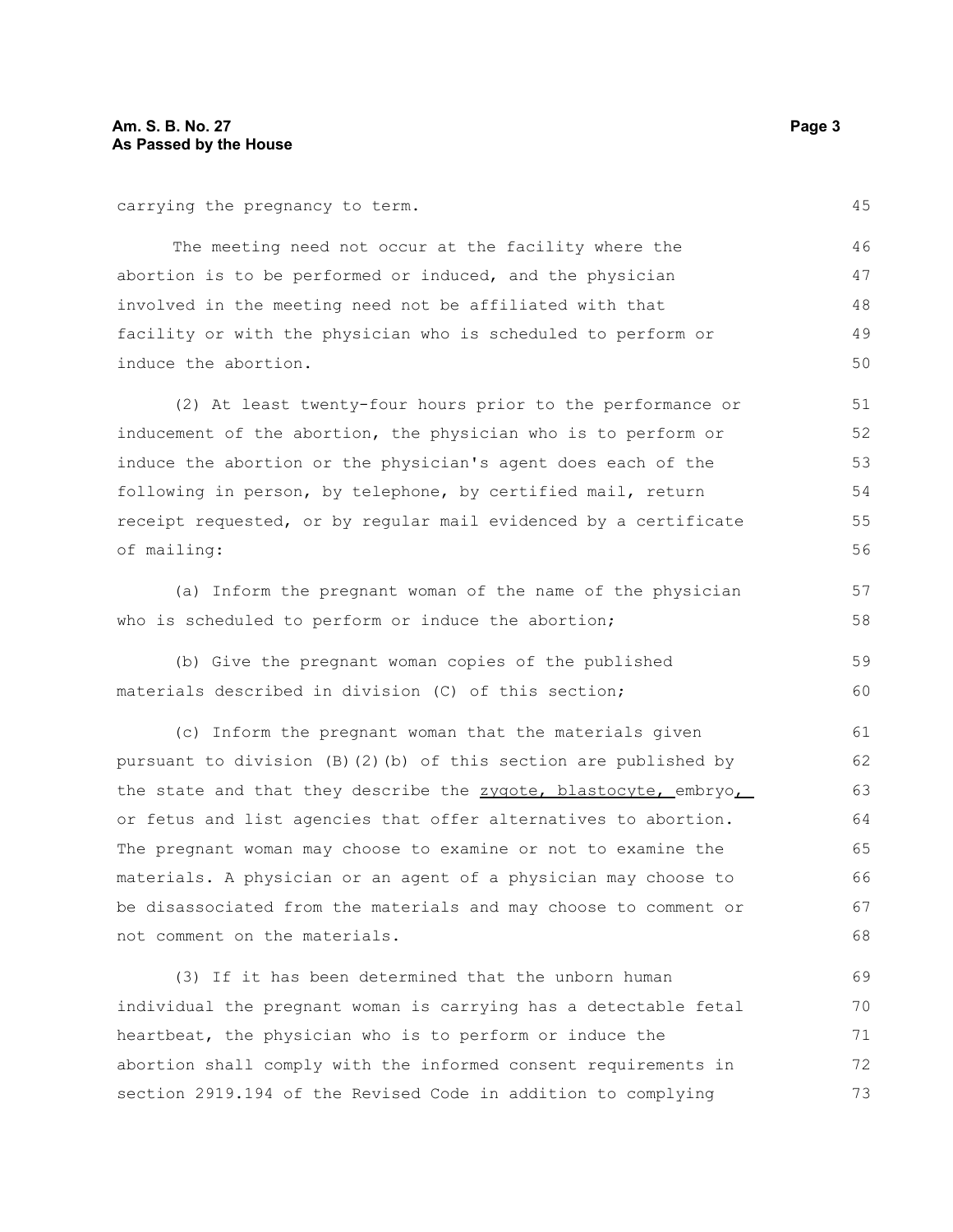carrying the pregnancy to term.

The meeting need not occur at the facility where the abortion is to be performed or induced, and the physician involved in the meeting need not be affiliated with that facility or with the physician who is scheduled to perform or induce the abortion.

(2) At least twenty-four hours prior to the performance or inducement of the abortion, the physician who is to perform or induce the abortion or the physician's agent does each of the following in person, by telephone, by certified mail, return receipt requested, or by regular mail evidenced by a certificate of mailing:

(a) Inform the pregnant woman of the name of the physician who is scheduled to perform or induce the abortion;

(b) Give the pregnant woman copies of the published materials described in division (C) of this section;

(c) Inform the pregnant woman that the materials given pursuant to division (B)(2)(b) of this section are published by the state and that they describe the <u>zygote, blastocyte, </u>embryo<u>, </u> or fetus and list agencies that offer alternatives to abortion. The pregnant woman may choose to examine or not to examine the materials. A physician or an agent of a physician may choose to be disassociated from the materials and may choose to comment or not comment on the materials.

(3) If it has been determined that the unborn human individual the pregnant woman is carrying has a detectable fetal heartbeat, the physician who is to perform or induce the abortion shall comply with the informed consent requirements in section 2919.194 of the Revised Code in addition to complying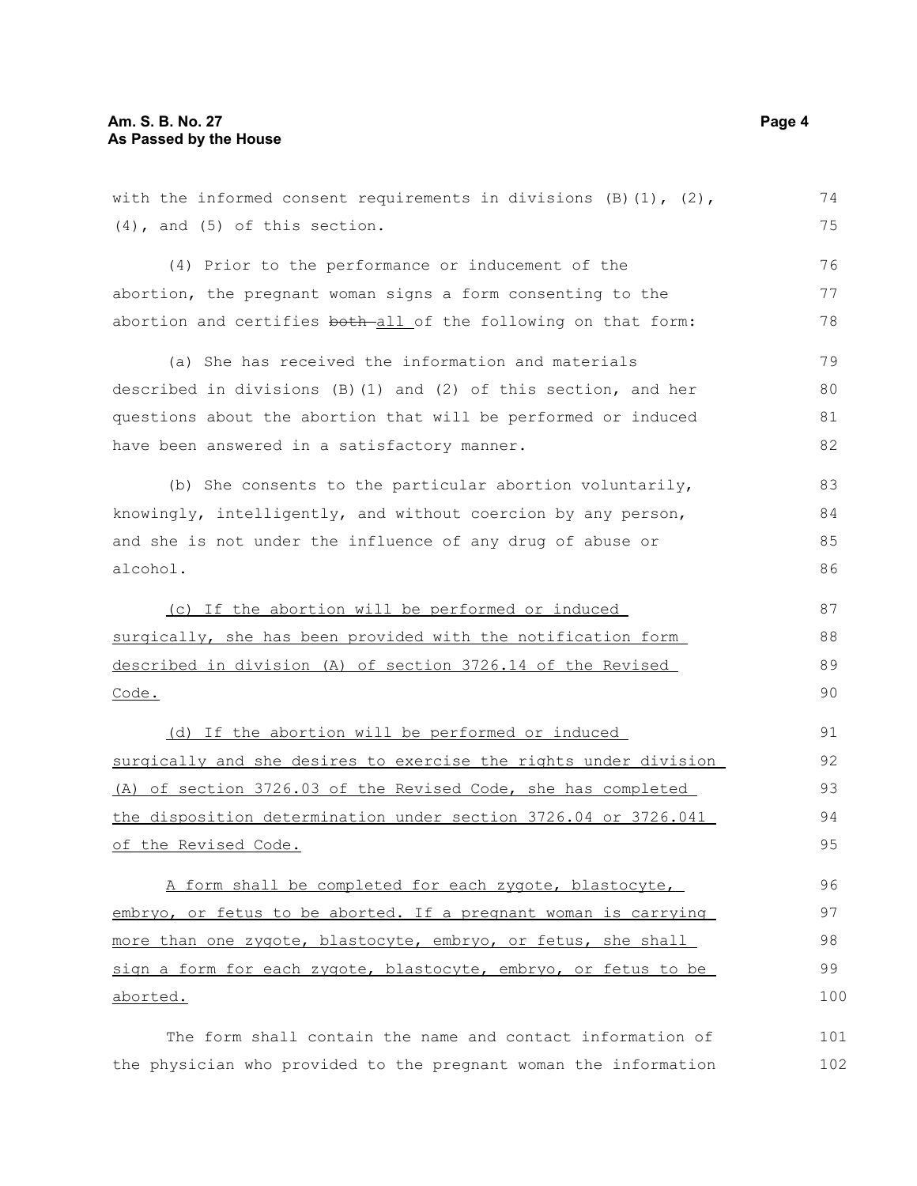with the informed consent requirements in divisions (B)(1), (2), (4), and (5) of this section.

(4) Prior to the performance or inducement of the abortion, the pregnant woman signs a form consenting to the abortion and certifies ~~both~~ all of the following on that form:

(a) She has received the information and materials described in divisions (B)(1) and (2) of this section, and her questions about the abortion that will be performed or induced have been answered in a satisfactory manner.

(b) She consents to the particular abortion voluntarily, knowingly, intelligently, and without coercion by any person, and she is not under the influence of any drug of abuse or alcohol.

(c) If the abortion will be performed or induced surgically, she has been provided with the notification form described in division (A) of section 3726.14 of the Revised Code.

(d) If the abortion will be performed or induced surgically and she desires to exercise the rights under division (A) of section 3726.03 of the Revised Code, she has completed the disposition determination under section 3726.04 or 3726.041 of the Revised Code.

A form shall be completed for each zygote, blastocyte, embryo, or fetus to be aborted. If a pregnant woman is carrying more than one zygote, blastocyte, embryo, or fetus, she shall sign a form for each zygote, blastocyte, embryo, or fetus to be aborted.

The form shall contain the name and contact information of the physician who provided to the pregnant woman the information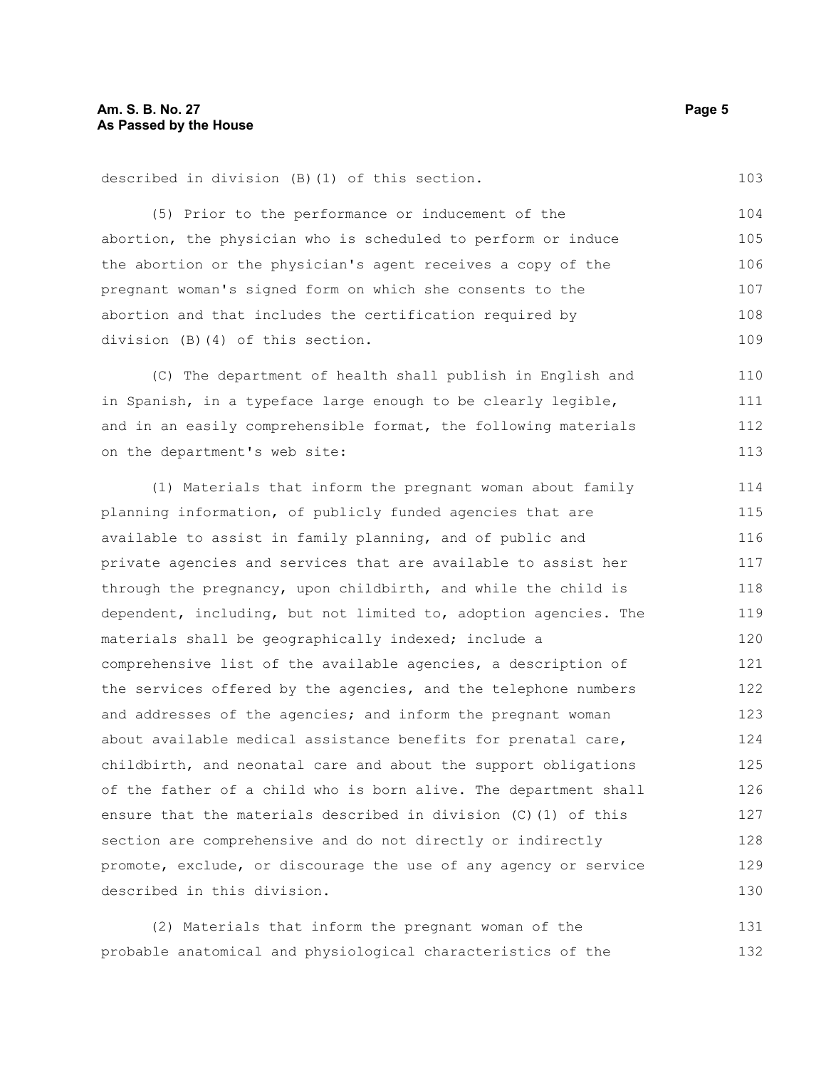described in division (B)(1) of this section.

(5) Prior to the performance or inducement of the abortion, the physician who is scheduled to perform or induce the abortion or the physician's agent receives a copy of the pregnant woman's signed form on which she consents to the abortion and that includes the certification required by division (B)(4) of this section.

(C) The department of health shall publish in English and in Spanish, in a typeface large enough to be clearly legible, and in an easily comprehensible format, the following materials on the department's web site:

(1) Materials that inform the pregnant woman about family planning information, of publicly funded agencies that are available to assist in family planning, and of public and private agencies and services that are available to assist her through the pregnancy, upon childbirth, and while the child is dependent, including, but not limited to, adoption agencies. The materials shall be geographically indexed; include a comprehensive list of the available agencies, a description of the services offered by the agencies, and the telephone numbers and addresses of the agencies; and inform the pregnant woman about available medical assistance benefits for prenatal care, childbirth, and neonatal care and about the support obligations of the father of a child who is born alive. The department shall ensure that the materials described in division (C)(1) of this section are comprehensive and do not directly or indirectly promote, exclude, or discourage the use of any agency or service described in this division.

(2) Materials that inform the pregnant woman of the probable anatomical and physiological characteristics of the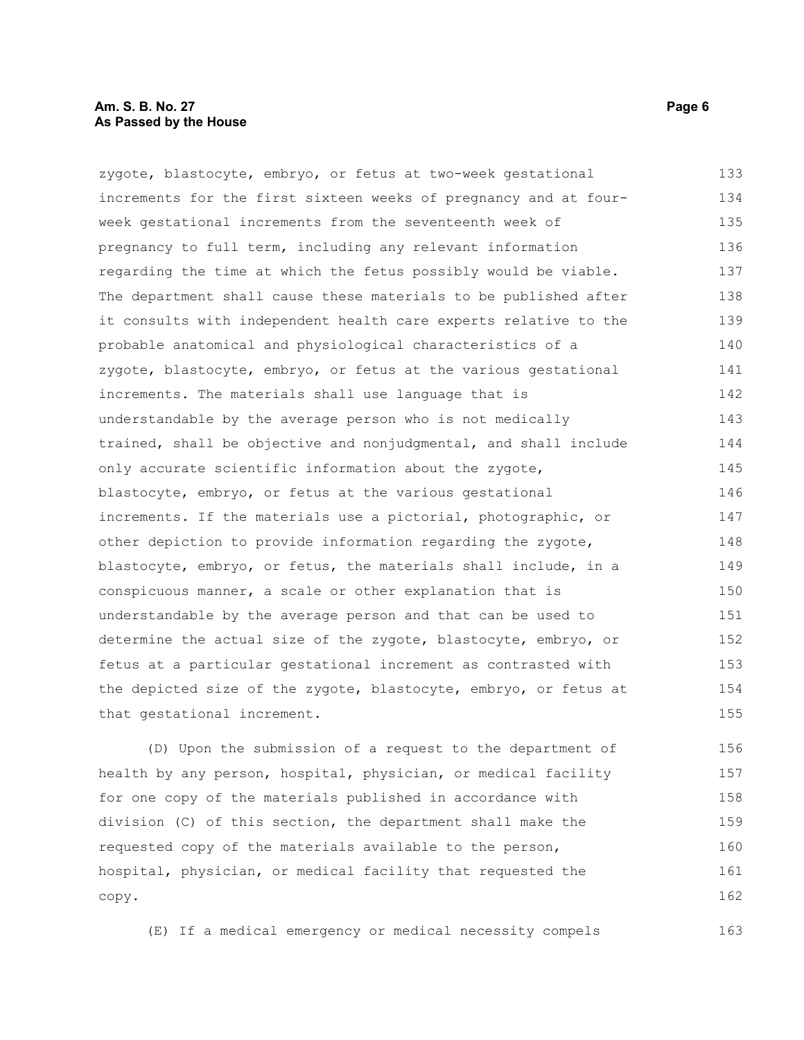zygote, blastocyte, embryo, or fetus at two-week gestational increments for the first sixteen weeks of pregnancy and at four-week gestational increments from the seventeenth week of pregnancy to full term, including any relevant information regarding the time at which the fetus possibly would be viable. The department shall cause these materials to be published after it consults with independent health care experts relative to the probable anatomical and physiological characteristics of a zygote, blastocyte, embryo, or fetus at the various gestational increments. The materials shall use language that is understandable by the average person who is not medically trained, shall be objective and nonjudgmental, and shall include only accurate scientific information about the zygote, blastocyte, embryo, or fetus at the various gestational increments. If the materials use a pictorial, photographic, or other depiction to provide information regarding the zygote, blastocyte, embryo, or fetus, the materials shall include, in a conspicuous manner, a scale or other explanation that is understandable by the average person and that can be used to determine the actual size of the zygote, blastocyte, embryo, or fetus at a particular gestational increment as contrasted with the depicted size of the zygote, blastocyte, embryo, or fetus at that gestational increment.

(D) Upon the submission of a request to the department of health by any person, hospital, physician, or medical facility for one copy of the materials published in accordance with division (C) of this section, the department shall make the requested copy of the materials available to the person, hospital, physician, or medical facility that requested the copy.

(E) If a medical emergency or medical necessity compels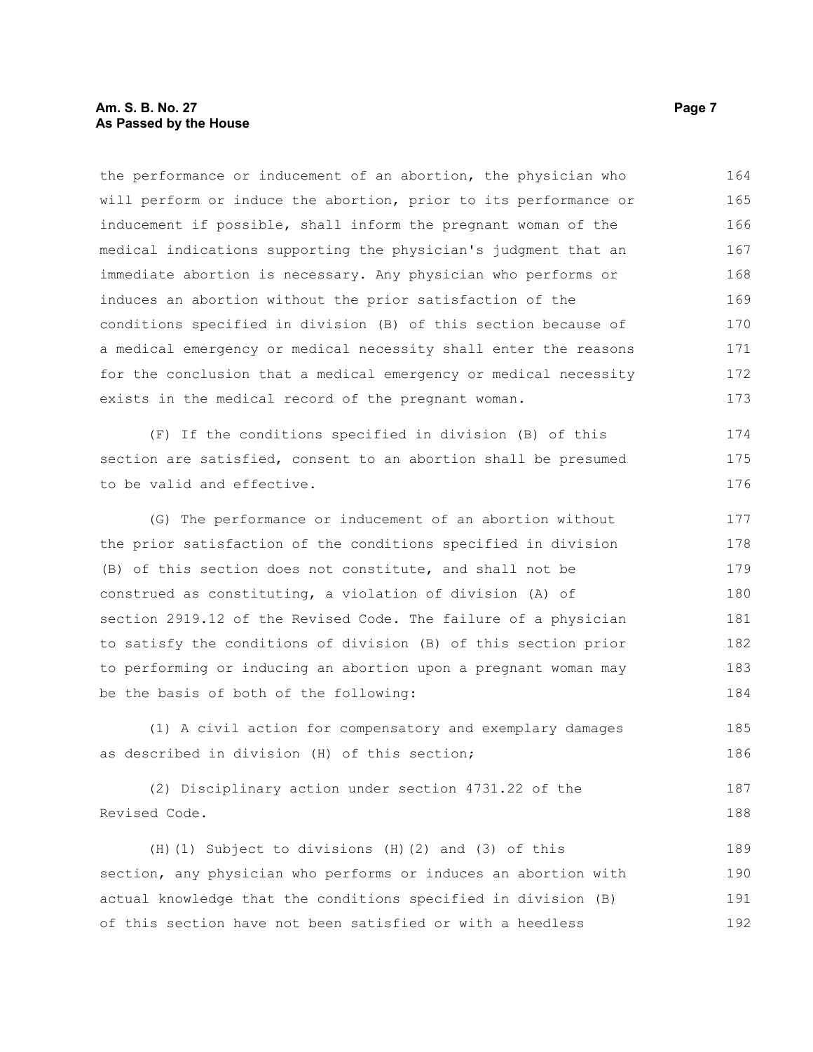the performance or inducement of an abortion, the physician who will perform or induce the abortion, prior to its performance or inducement if possible, shall inform the pregnant woman of the medical indications supporting the physician's judgment that an immediate abortion is necessary. Any physician who performs or induces an abortion without the prior satisfaction of the conditions specified in division (B) of this section because of a medical emergency or medical necessity shall enter the reasons for the conclusion that a medical emergency or medical necessity exists in the medical record of the pregnant woman.

(F) If the conditions specified in division (B) of this section are satisfied, consent to an abortion shall be presumed to be valid and effective.

(G) The performance or inducement of an abortion without the prior satisfaction of the conditions specified in division (B) of this section does not constitute, and shall not be construed as constituting, a violation of division (A) of section 2919.12 of the Revised Code. The failure of a physician to satisfy the conditions of division (B) of this section prior to performing or inducing an abortion upon a pregnant woman may be the basis of both of the following:

(1) A civil action for compensatory and exemplary damages as described in division (H) of this section;

(2) Disciplinary action under section 4731.22 of the Revised Code.

(H)(1) Subject to divisions (H)(2) and (3) of this section, any physician who performs or induces an abortion with actual knowledge that the conditions specified in division (B) of this section have not been satisfied or with a heedless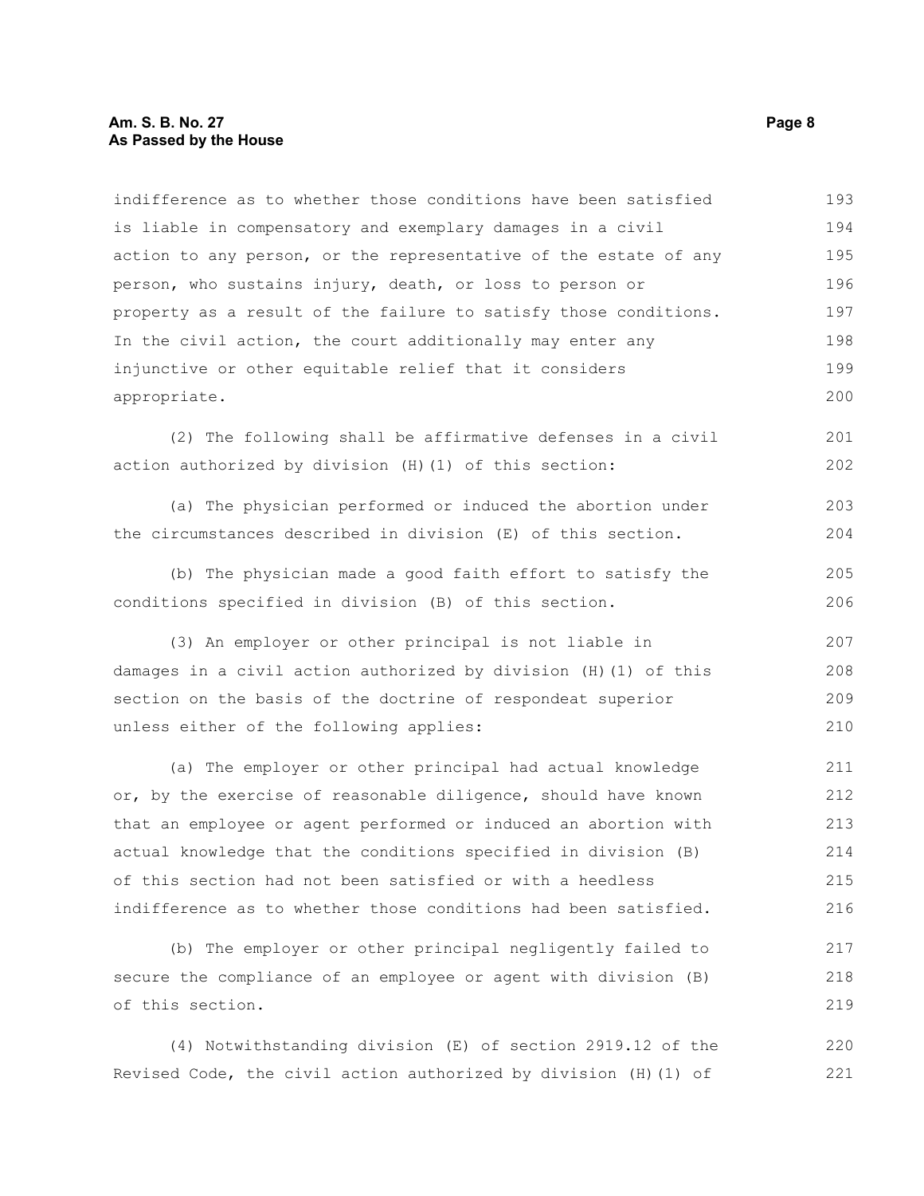indifference as to whether those conditions have been satisfied is liable in compensatory and exemplary damages in a civil action to any person, or the representative of the estate of any person, who sustains injury, death, or loss to person or property as a result of the failure to satisfy those conditions. In the civil action, the court additionally may enter any injunctive or other equitable relief that it considers appropriate.

(2) The following shall be affirmative defenses in a civil action authorized by division (H)(1) of this section:

(a) The physician performed or induced the abortion under the circumstances described in division (E) of this section.

(b) The physician made a good faith effort to satisfy the conditions specified in division (B) of this section.

(3) An employer or other principal is not liable in damages in a civil action authorized by division (H)(1) of this section on the basis of the doctrine of respondeat superior unless either of the following applies:

(a) The employer or other principal had actual knowledge or, by the exercise of reasonable diligence, should have known that an employee or agent performed or induced an abortion with actual knowledge that the conditions specified in division (B) of this section had not been satisfied or with a heedless indifference as to whether those conditions had been satisfied.

(b) The employer or other principal negligently failed to secure the compliance of an employee or agent with division (B) of this section.

(4) Notwithstanding division (E) of section 2919.12 of the Revised Code, the civil action authorized by division (H)(1) of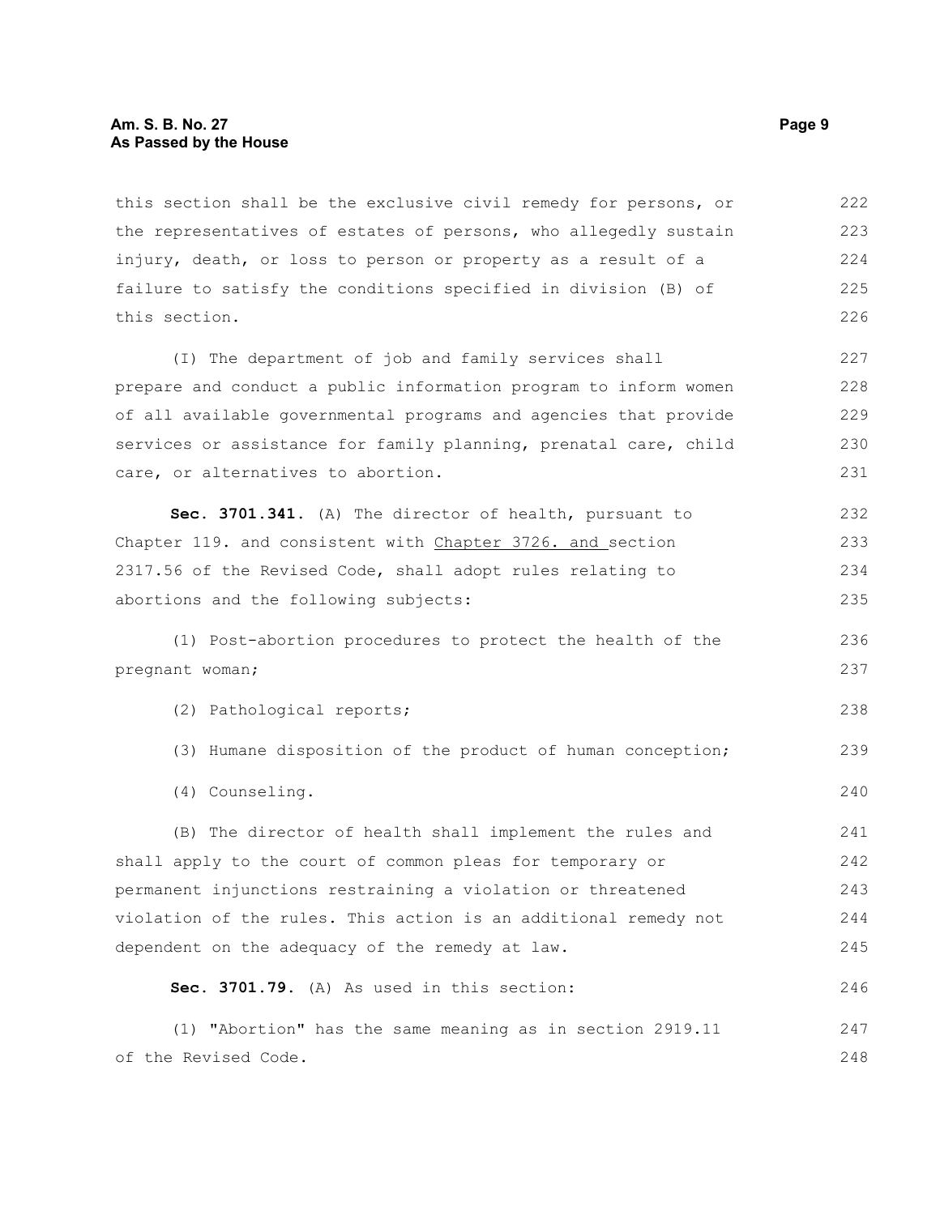this section shall be the exclusive civil remedy for persons, or the representatives of estates of persons, who allegedly sustain injury, death, or loss to person or property as a result of a failure to satisfy the conditions specified in division (B) of this section.

(I) The department of job and family services shall prepare and conduct a public information program to inform women of all available governmental programs and agencies that provide services or assistance for family planning, prenatal care, child care, or alternatives to abortion.

**Sec. 3701.341.** (A) The director of health, pursuant to Chapter 119. and consistent with Chapter 3726. and section 2317.56 of the Revised Code, shall adopt rules relating to abortions and the following subjects:

(1) Post-abortion procedures to protect the health of the pregnant woman;

(2) Pathological reports;

(3) Humane disposition of the product of human conception;

(4) Counseling.

(B) The director of health shall implement the rules and shall apply to the court of common pleas for temporary or permanent injunctions restraining a violation or threatened violation of the rules. This action is an additional remedy not dependent on the adequacy of the remedy at law.

**Sec. 3701.79.** (A) As used in this section:

(1) "Abortion" has the same meaning as in section 2919.11 of the Revised Code.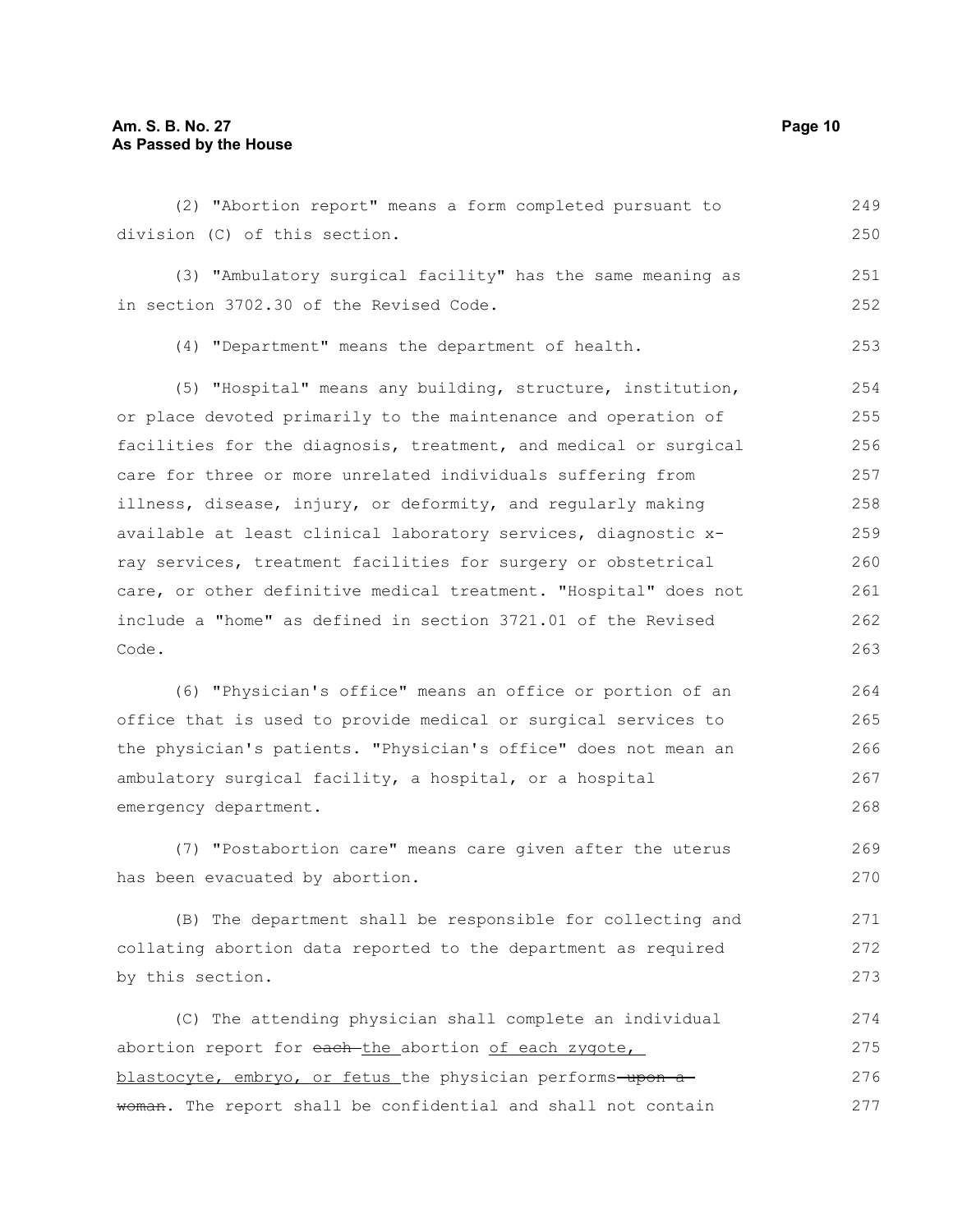(2) "Abortion report" means a form completed pursuant to division (C) of this section.

(3) "Ambulatory surgical facility" has the same meaning as in section 3702.30 of the Revised Code.

(4) "Department" means the department of health.

(5) "Hospital" means any building, structure, institution, or place devoted primarily to the maintenance and operation of facilities for the diagnosis, treatment, and medical or surgical care for three or more unrelated individuals suffering from illness, disease, injury, or deformity, and regularly making available at least clinical laboratory services, diagnostic x-ray services, treatment facilities for surgery or obstetrical care, or other definitive medical treatment. "Hospital" does not include a "home" as defined in section 3721.01 of the Revised Code.

(6) "Physician's office" means an office or portion of an office that is used to provide medical or surgical services to the physician's patients. "Physician's office" does not mean an ambulatory surgical facility, a hospital, or a hospital emergency department.

(7) "Postabortion care" means care given after the uterus has been evacuated by abortion.

(B) The department shall be responsible for collecting and collating abortion data reported to the department as required by this section.

(C) The attending physician shall complete an individual abortion report for ~~each~~ the abortion of each zygote, blastocyte, embryo, or fetus the physician performs ~~upon a woman~~. The report shall be confidential and shall not contain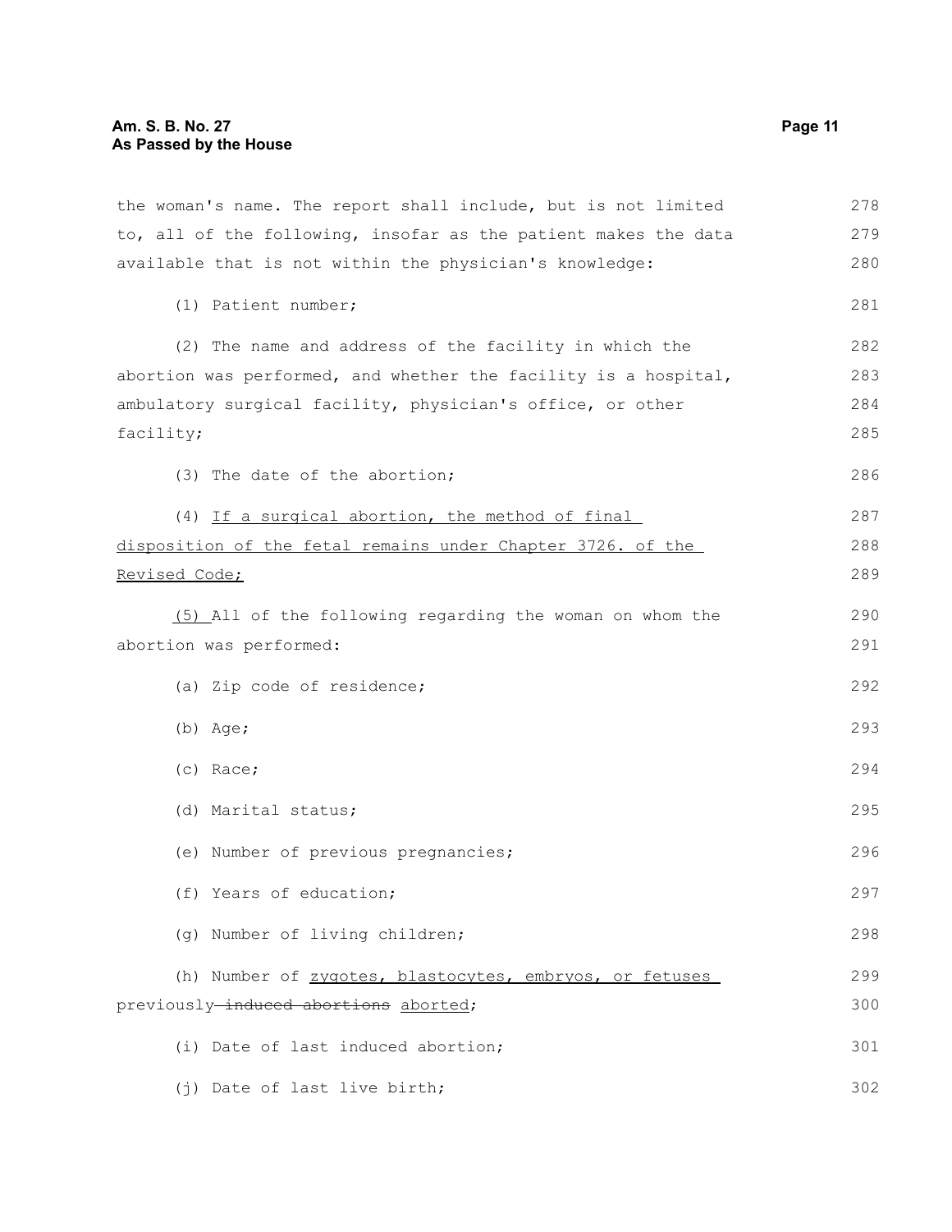the woman's name. The report shall include, but is not limited to, all of the following, insofar as the patient makes the data available that is not within the physician's knowledge:

(1) Patient number;

(2) The name and address of the facility in which the abortion was performed, and whether the facility is a hospital, ambulatory surgical facility, physician's office, or other facility;

(3) The date of the abortion;

(4) <u>If a surgical abortion, the method of final disposition of the fetal remains under Chapter 3726. of the Revised Code;</u>

<u>(5)</u> All of the following regarding the woman on whom the abortion was performed:

(a) Zip code of residence;

(b) Age;

(c) Race;

(d) Marital status;

(e) Number of previous pregnancies;

(f) Years of education;

(g) Number of living children;

(h) Number of <u>zygotes, blastocytes, embryos, or fetuses</u> previously ~~induced abortions~~ <u>aborted</u>;

(i) Date of last induced abortion;

(j) Date of last live birth;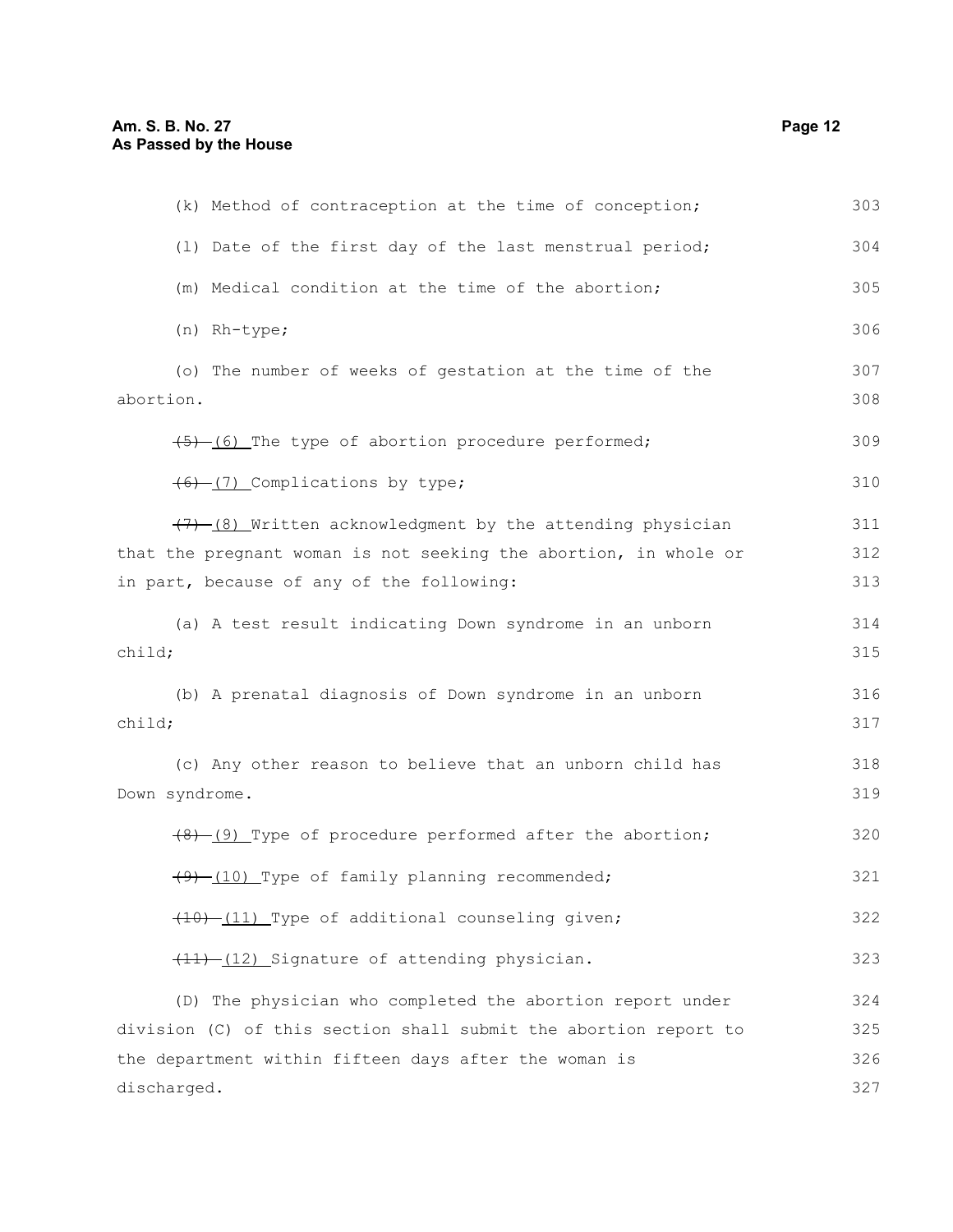(k) Method of contraception at the time of conception;

(l) Date of the first day of the last menstrual period;

(m) Medical condition at the time of the abortion;

(n) Rh-type;

(o) The number of weeks of gestation at the time of the abortion.

~~(5)~~ (6) The type of abortion procedure performed;

~~(6)~~ (7) Complications by type;

~~(7)~~ (8) Written acknowledgment by the attending physician that the pregnant woman is not seeking the abortion, in whole or in part, because of any of the following:

(a) A test result indicating Down syndrome in an unborn child;

(b) A prenatal diagnosis of Down syndrome in an unborn child;

(c) Any other reason to believe that an unborn child has Down syndrome.

~~(8)~~ (9) Type of procedure performed after the abortion;

~~(9)~~ (10) Type of family planning recommended;

~~(10)~~ (11) Type of additional counseling given;

~~(11)~~ (12) Signature of attending physician.

(D) The physician who completed the abortion report under division (C) of this section shall submit the abortion report to the department within fifteen days after the woman is discharged.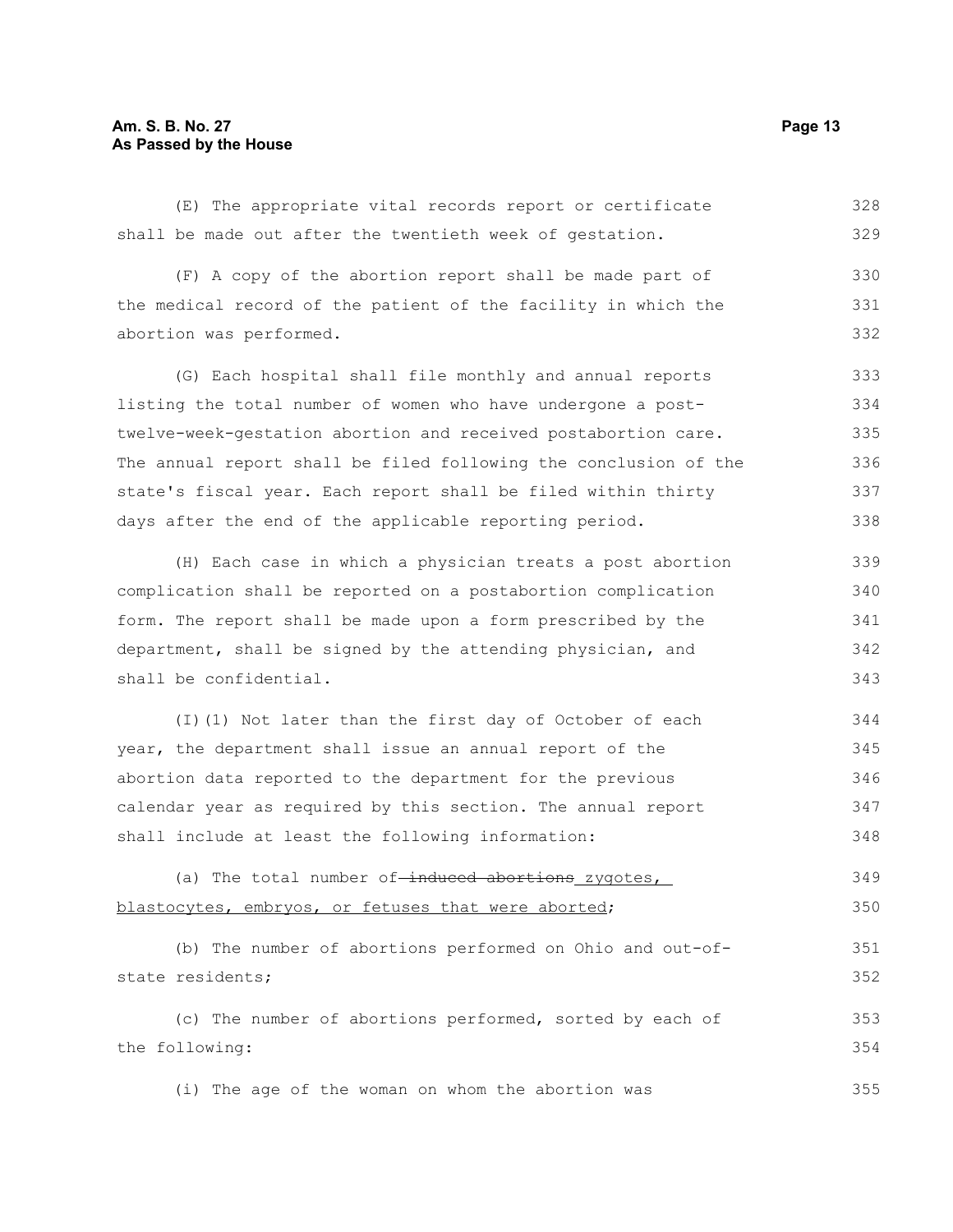(E) The appropriate vital records report or certificate shall be made out after the twentieth week of gestation.

(F) A copy of the abortion report shall be made part of the medical record of the patient of the facility in which the abortion was performed.

(G) Each hospital shall file monthly and annual reports listing the total number of women who have undergone a post-twelve-week-gestation abortion and received postabortion care. The annual report shall be filed following the conclusion of the state's fiscal year. Each report shall be filed within thirty days after the end of the applicable reporting period.

(H) Each case in which a physician treats a post abortion complication shall be reported on a postabortion complication form. The report shall be made upon a form prescribed by the department, shall be signed by the attending physician, and shall be confidential.

(I)(1) Not later than the first day of October of each year, the department shall issue an annual report of the abortion data reported to the department for the previous calendar year as required by this section. The annual report shall include at least the following information:

(a) The total number of ~~induced abortions~~ zygotes, blastocytes, embryos, or fetuses that were aborted;

(b) The number of abortions performed on Ohio and out-of-state residents;

(c) The number of abortions performed, sorted by each of the following:

(i) The age of the woman on whom the abortion was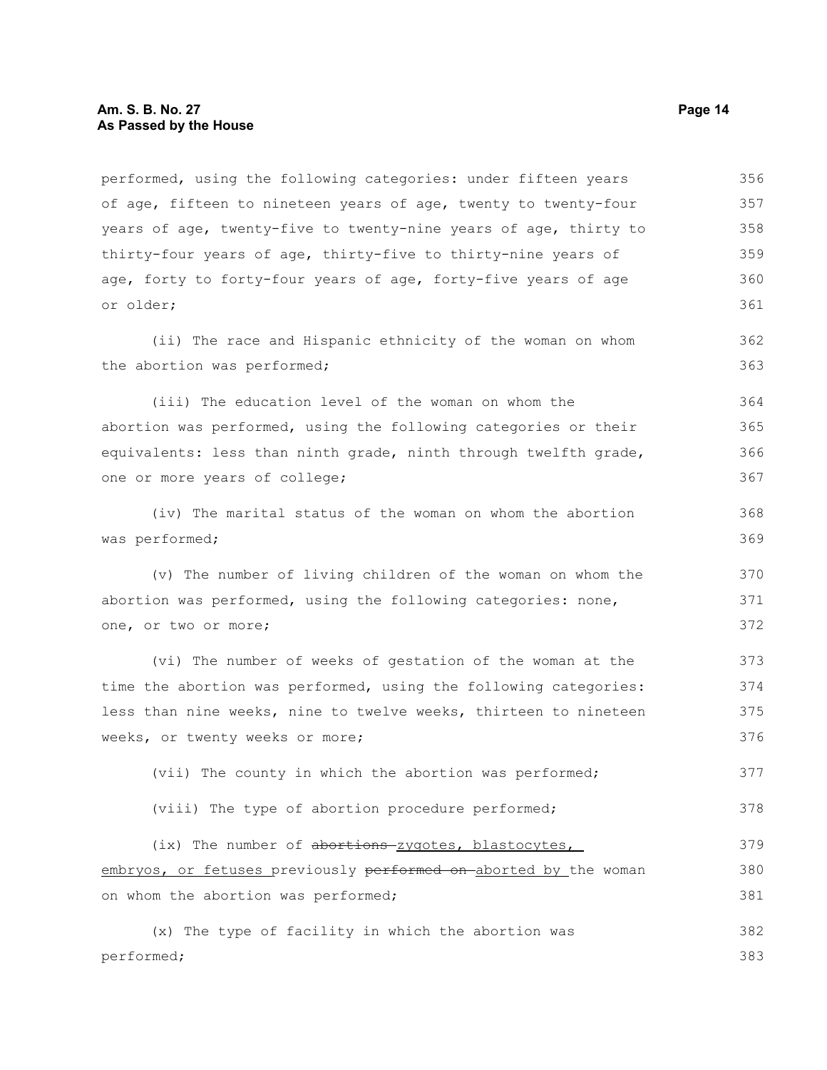performed, using the following categories: under fifteen years of age, fifteen to nineteen years of age, twenty to twenty-four years of age, twenty-five to twenty-nine years of age, thirty to thirty-four years of age, thirty-five to thirty-nine years of age, forty to forty-four years of age, forty-five years of age or older;

(ii) The race and Hispanic ethnicity of the woman on whom the abortion was performed;

(iii) The education level of the woman on whom the abortion was performed, using the following categories or their equivalents: less than ninth grade, ninth through twelfth grade, one or more years of college;

(iv) The marital status of the woman on whom the abortion was performed;

(v) The number of living children of the woman on whom the abortion was performed, using the following categories: none, one, or two or more;

(vi) The number of weeks of gestation of the woman at the time the abortion was performed, using the following categories: less than nine weeks, nine to twelve weeks, thirteen to nineteen weeks, or twenty weeks or more;

(vii) The county in which the abortion was performed;

(viii) The type of abortion procedure performed;

(ix) The number of ~~abortions~~ zygotes, blastocytes, embryos, or fetuses previously ~~performed on~~ aborted by the woman on whom the abortion was performed;

(x) The type of facility in which the abortion was performed;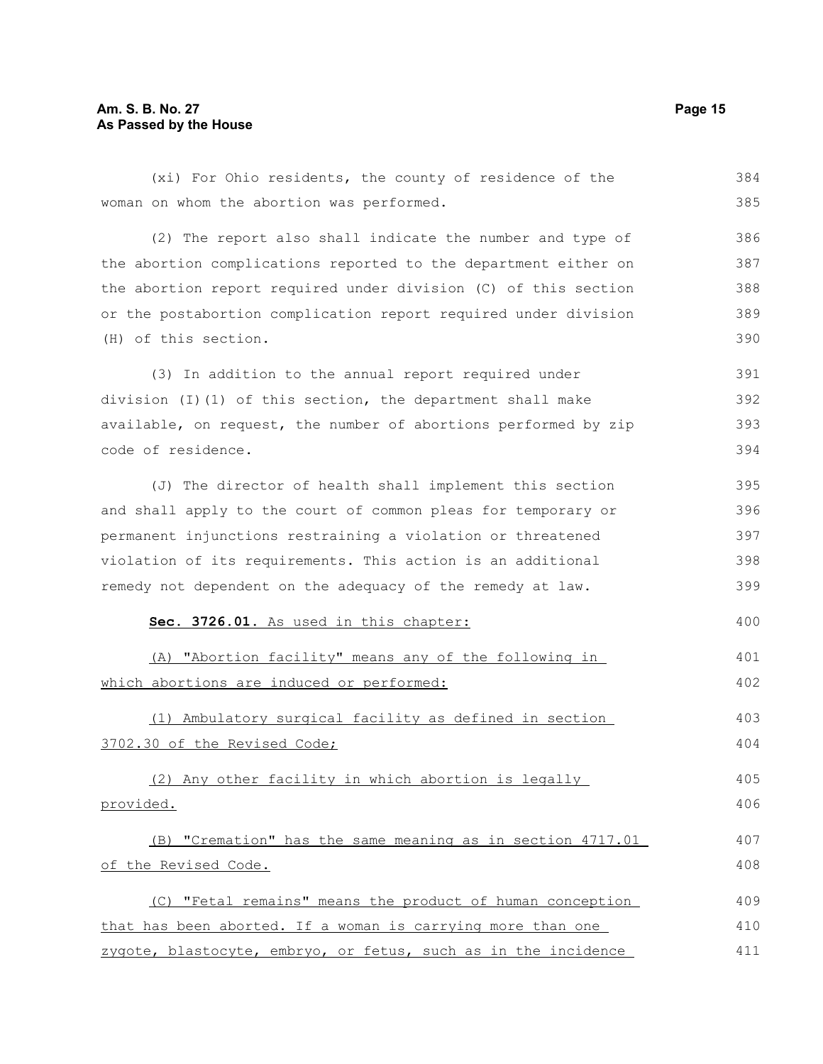(xi) For Ohio residents, the county of residence of the woman on whom the abortion was performed.

(2) The report also shall indicate the number and type of the abortion complications reported to the department either on the abortion report required under division (C) of this section or the postabortion complication report required under division (H) of this section.

(3) In addition to the annual report required under division (I)(1) of this section, the department shall make available, on request, the number of abortions performed by zip code of residence.

(J) The director of health shall implement this section and shall apply to the court of common pleas for temporary or permanent injunctions restraining a violation or threatened violation of its requirements. This action is an additional remedy not dependent on the adequacy of the remedy at law.

**Sec. 3726.01.** As used in this chapter:

(A) "Abortion facility" means any of the following in which abortions are induced or performed:

(1) Ambulatory surgical facility as defined in section 3702.30 of the Revised Code;

(2) Any other facility in which abortion is legally provided.

(B) "Cremation" has the same meaning as in section 4717.01 of the Revised Code.

(C) "Fetal remains" means the product of human conception that has been aborted. If a woman is carrying more than one zygote, blastocyte, embryo, or fetus, such as in the incidence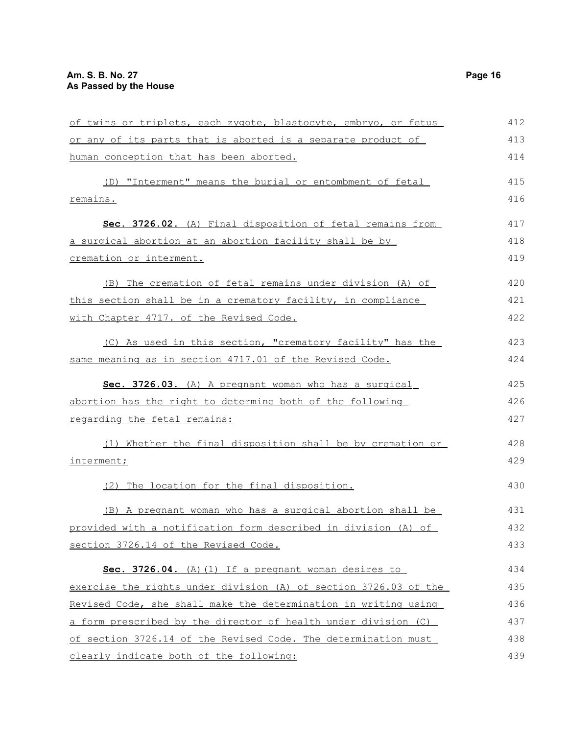of twins or triplets, each zygote, blastocyte, embryo, or fetus or any of its parts that is aborted is a separate product of human conception that has been aborted.

(D) "Interment" means the burial or entombment of fetal remains.

**Sec. 3726.02.** (A) Final disposition of fetal remains from a surgical abortion at an abortion facility shall be by cremation or interment.

(B) The cremation of fetal remains under division (A) of this section shall be in a crematory facility, in compliance with Chapter 4717. of the Revised Code.

(C) As used in this section, "crematory facility" has the same meaning as in section 4717.01 of the Revised Code.

**Sec. 3726.03.** (A) A pregnant woman who has a surgical abortion has the right to determine both of the following regarding the fetal remains:

(1) Whether the final disposition shall be by cremation or interment;

(2) The location for the final disposition.

(B) A pregnant woman who has a surgical abortion shall be provided with a notification form described in division (A) of section 3726.14 of the Revised Code.

**Sec. 3726.04.** (A)(1) If a pregnant woman desires to exercise the rights under division (A) of section 3726.03 of the Revised Code, she shall make the determination in writing using a form prescribed by the director of health under division (C) of section 3726.14 of the Revised Code. The determination must clearly indicate both of the following: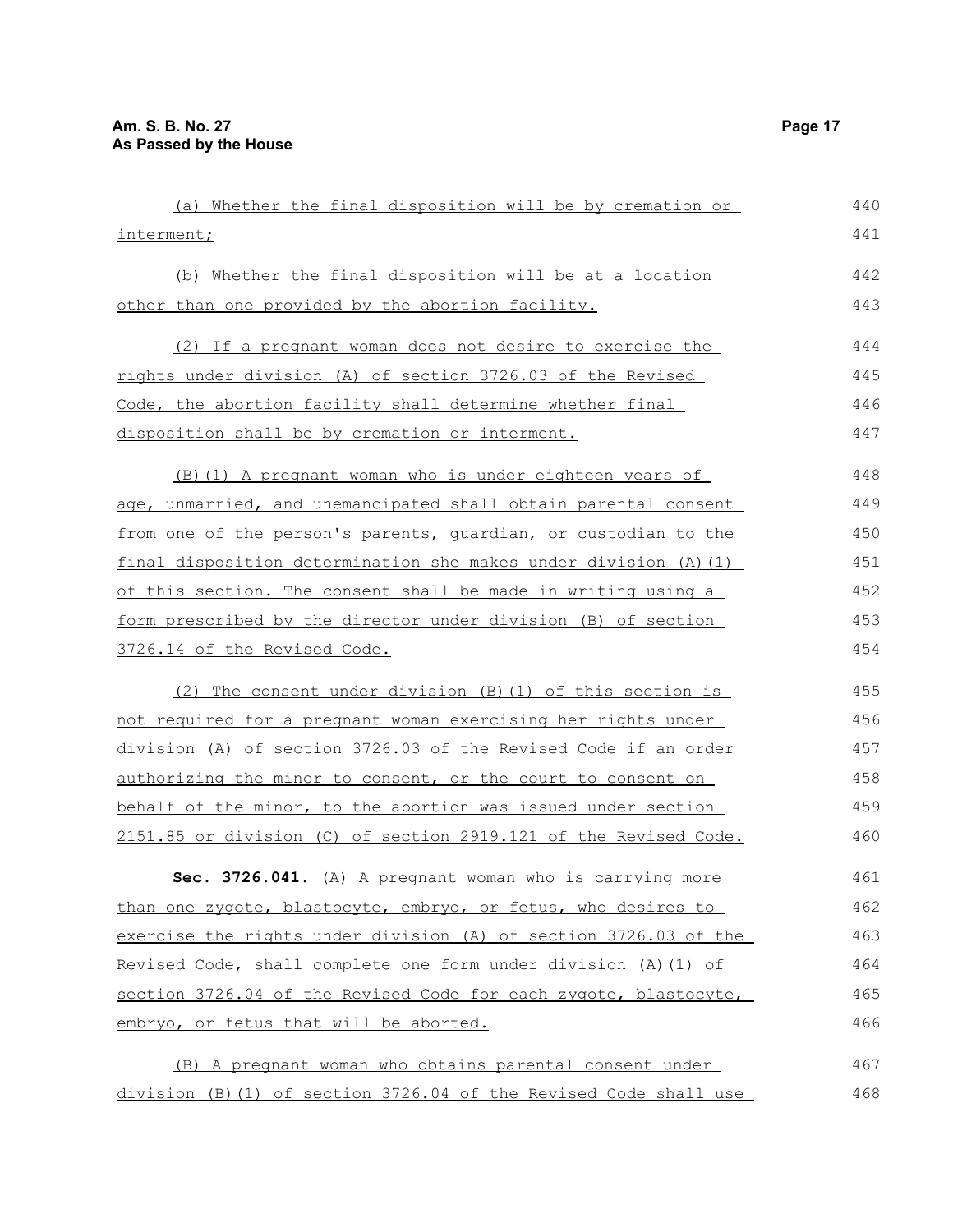(a) Whether the final disposition will be by cremation or interment;

(b) Whether the final disposition will be at a location other than one provided by the abortion facility.

(2) If a pregnant woman does not desire to exercise the rights under division (A) of section 3726.03 of the Revised Code, the abortion facility shall determine whether final disposition shall be by cremation or interment.

(B)(1) A pregnant woman who is under eighteen years of age, unmarried, and unemancipated shall obtain parental consent from one of the person's parents, guardian, or custodian to the final disposition determination she makes under division (A)(1) of this section. The consent shall be made in writing using a form prescribed by the director under division (B) of section 3726.14 of the Revised Code.

(2) The consent under division (B)(1) of this section is not required for a pregnant woman exercising her rights under division (A) of section 3726.03 of the Revised Code if an order authorizing the minor to consent, or the court to consent on behalf of the minor, to the abortion was issued under section 2151.85 or division (C) of section 2919.121 of the Revised Code.

**Sec. 3726.041.** (A) A pregnant woman who is carrying more than one zygote, blastocyte, embryo, or fetus, who desires to exercise the rights under division (A) of section 3726.03 of the Revised Code, shall complete one form under division (A)(1) of section 3726.04 of the Revised Code for each zygote, blastocyte, embryo, or fetus that will be aborted.

(B) A pregnant woman who obtains parental consent under division (B)(1) of section 3726.04 of the Revised Code shall use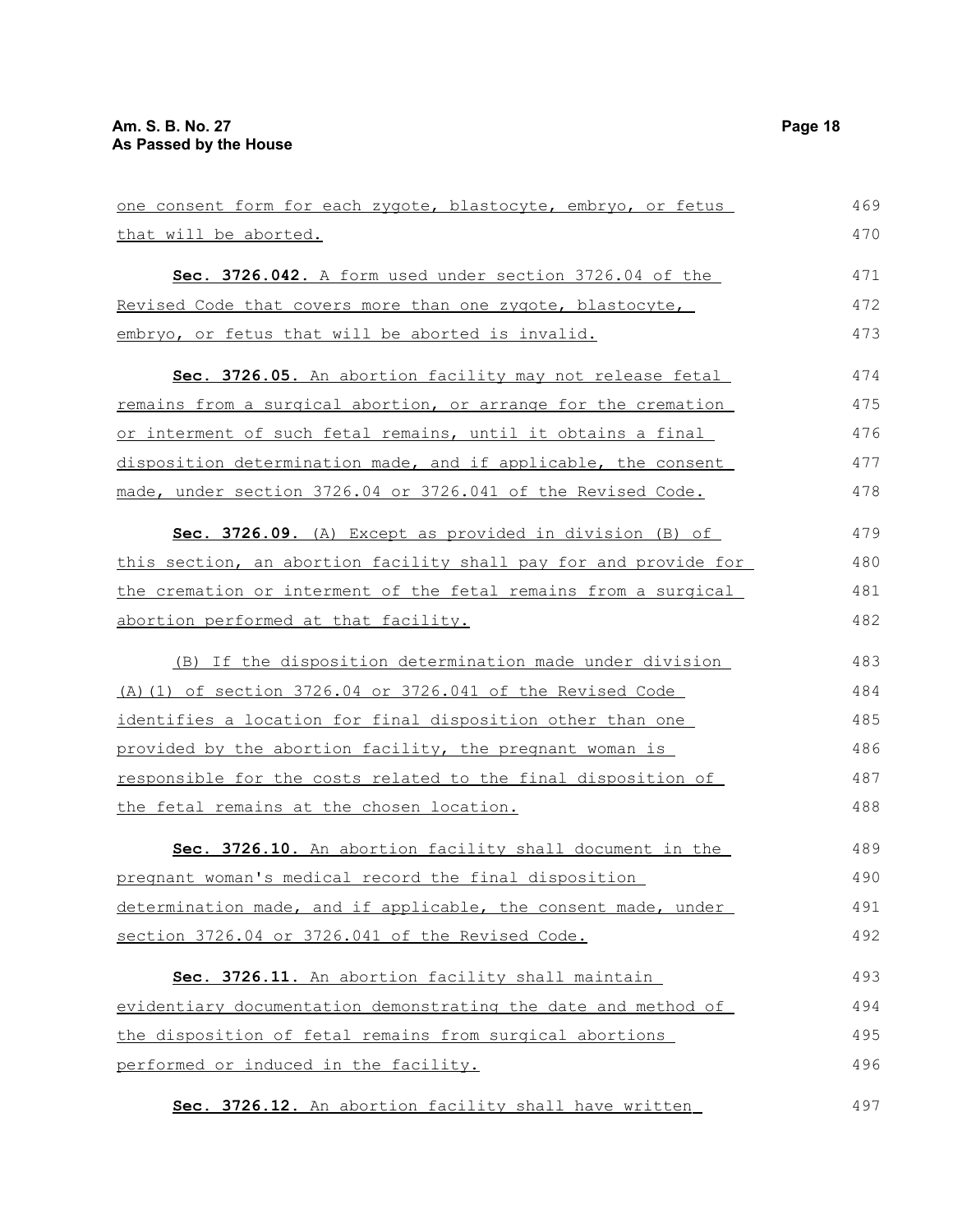one consent form for each zygote, blastocyte, embryo, or fetus that will be aborted.

**Sec. 3726.042.** A form used under section 3726.04 of the Revised Code that covers more than one zygote, blastocyte, embryo, or fetus that will be aborted is invalid.

**Sec. 3726.05.** An abortion facility may not release fetal remains from a surgical abortion, or arrange for the cremation or interment of such fetal remains, until it obtains a final disposition determination made, and if applicable, the consent made, under section 3726.04 or 3726.041 of the Revised Code.

**Sec. 3726.09.** (A) Except as provided in division (B) of this section, an abortion facility shall pay for and provide for the cremation or interment of the fetal remains from a surgical abortion performed at that facility.

(B) If the disposition determination made under division (A)(1) of section 3726.04 or 3726.041 of the Revised Code identifies a location for final disposition other than one provided by the abortion facility, the pregnant woman is responsible for the costs related to the final disposition of the fetal remains at the chosen location.

**Sec. 3726.10.** An abortion facility shall document in the pregnant woman's medical record the final disposition determination made, and if applicable, the consent made, under section 3726.04 or 3726.041 of the Revised Code.

**Sec. 3726.11.** An abortion facility shall maintain evidentiary documentation demonstrating the date and method of the disposition of fetal remains from surgical abortions performed or induced in the facility.

**Sec. 3726.12.** An abortion facility shall have written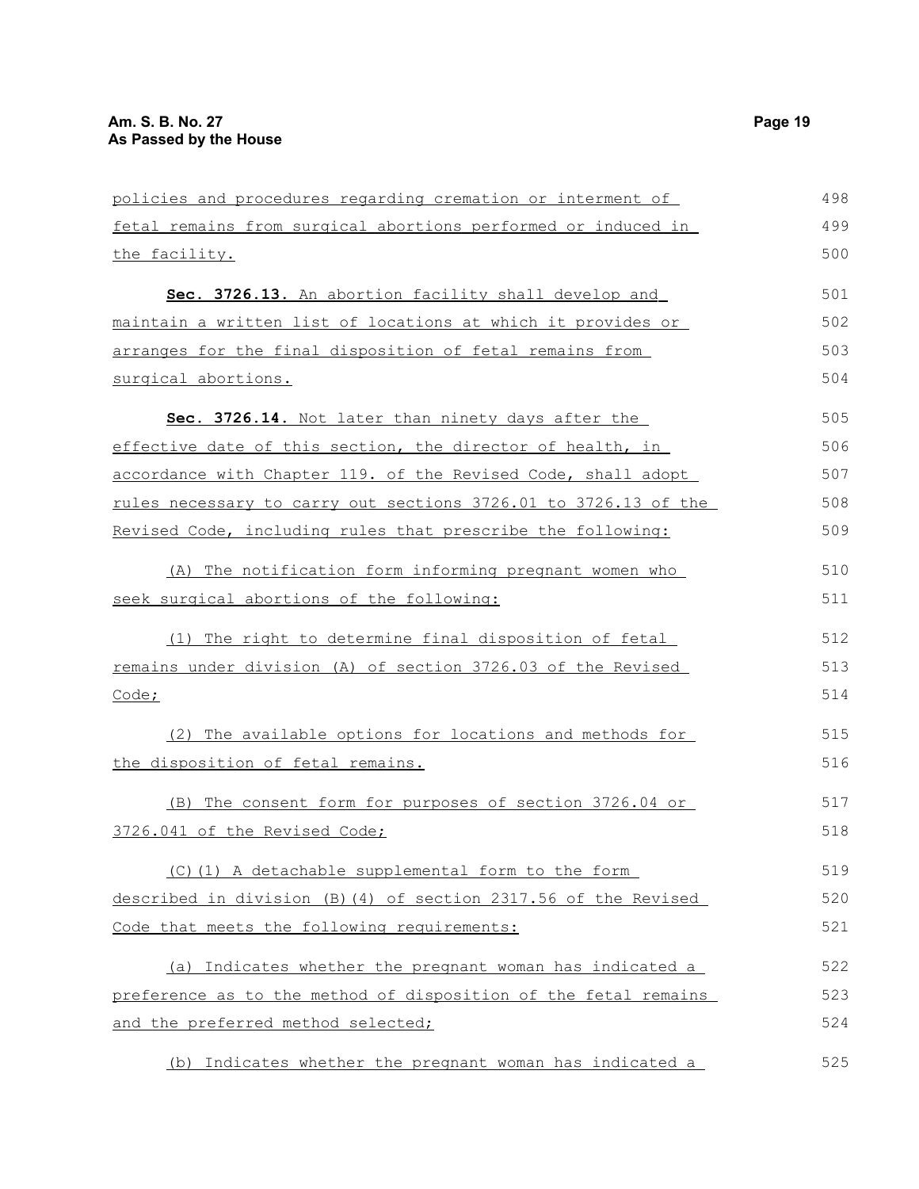policies and procedures regarding cremation or interment of fetal remains from surgical abortions performed or induced in the facility.

**Sec. 3726.13.** An abortion facility shall develop and maintain a written list of locations at which it provides or arranges for the final disposition of fetal remains from surgical abortions.

**Sec. 3726.14.** Not later than ninety days after the effective date of this section, the director of health, in accordance with Chapter 119. of the Revised Code, shall adopt rules necessary to carry out sections 3726.01 to 3726.13 of the Revised Code, including rules that prescribe the following:

(A) The notification form informing pregnant women who seek surgical abortions of the following:

(1) The right to determine final disposition of fetal remains under division (A) of section 3726.03 of the Revised Code;

(2) The available options for locations and methods for the disposition of fetal remains.

(B) The consent form for purposes of section 3726.04 or 3726.041 of the Revised Code;

(C)(1) A detachable supplemental form to the form described in division (B)(4) of section 2317.56 of the Revised Code that meets the following requirements:

(a) Indicates whether the pregnant woman has indicated a preference as to the method of disposition of the fetal remains and the preferred method selected;

(b) Indicates whether the pregnant woman has indicated a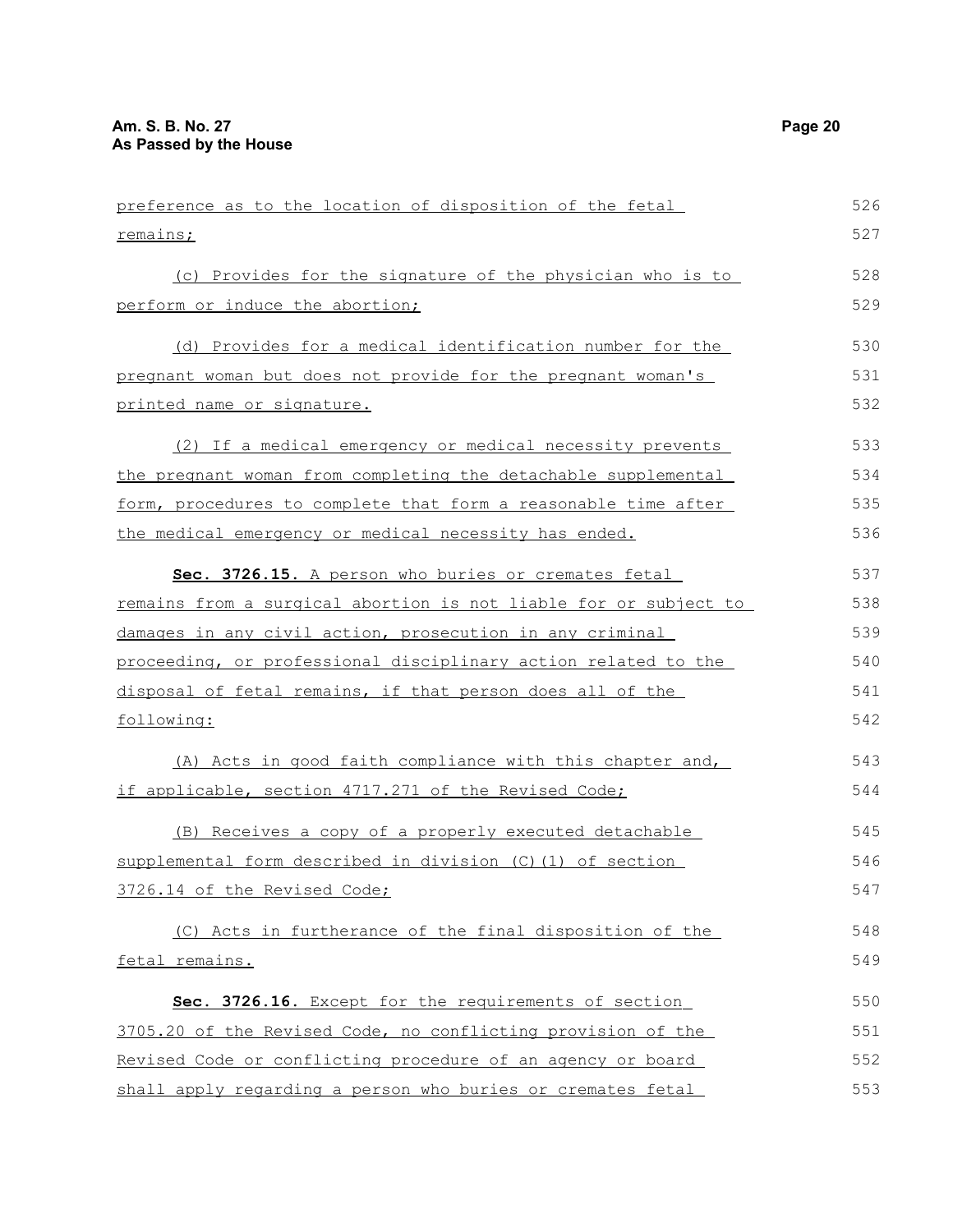preference as to the location of disposition of the fetal remains;

(c) Provides for the signature of the physician who is to perform or induce the abortion;

(d) Provides for a medical identification number for the pregnant woman but does not provide for the pregnant woman's printed name or signature.

(2) If a medical emergency or medical necessity prevents the pregnant woman from completing the detachable supplemental form, procedures to complete that form a reasonable time after the medical emergency or medical necessity has ended.

**Sec. 3726.15.** A person who buries or cremates fetal remains from a surgical abortion is not liable for or subject to damages in any civil action, prosecution in any criminal proceeding, or professional disciplinary action related to the disposal of fetal remains, if that person does all of the following:

(A) Acts in good faith compliance with this chapter and, if applicable, section 4717.271 of the Revised Code;

(B) Receives a copy of a properly executed detachable supplemental form described in division (C)(1) of section 3726.14 of the Revised Code;

(C) Acts in furtherance of the final disposition of the fetal remains.

**Sec. 3726.16.** Except for the requirements of section 3705.20 of the Revised Code, no conflicting provision of the Revised Code or conflicting procedure of an agency or board shall apply regarding a person who buries or cremates fetal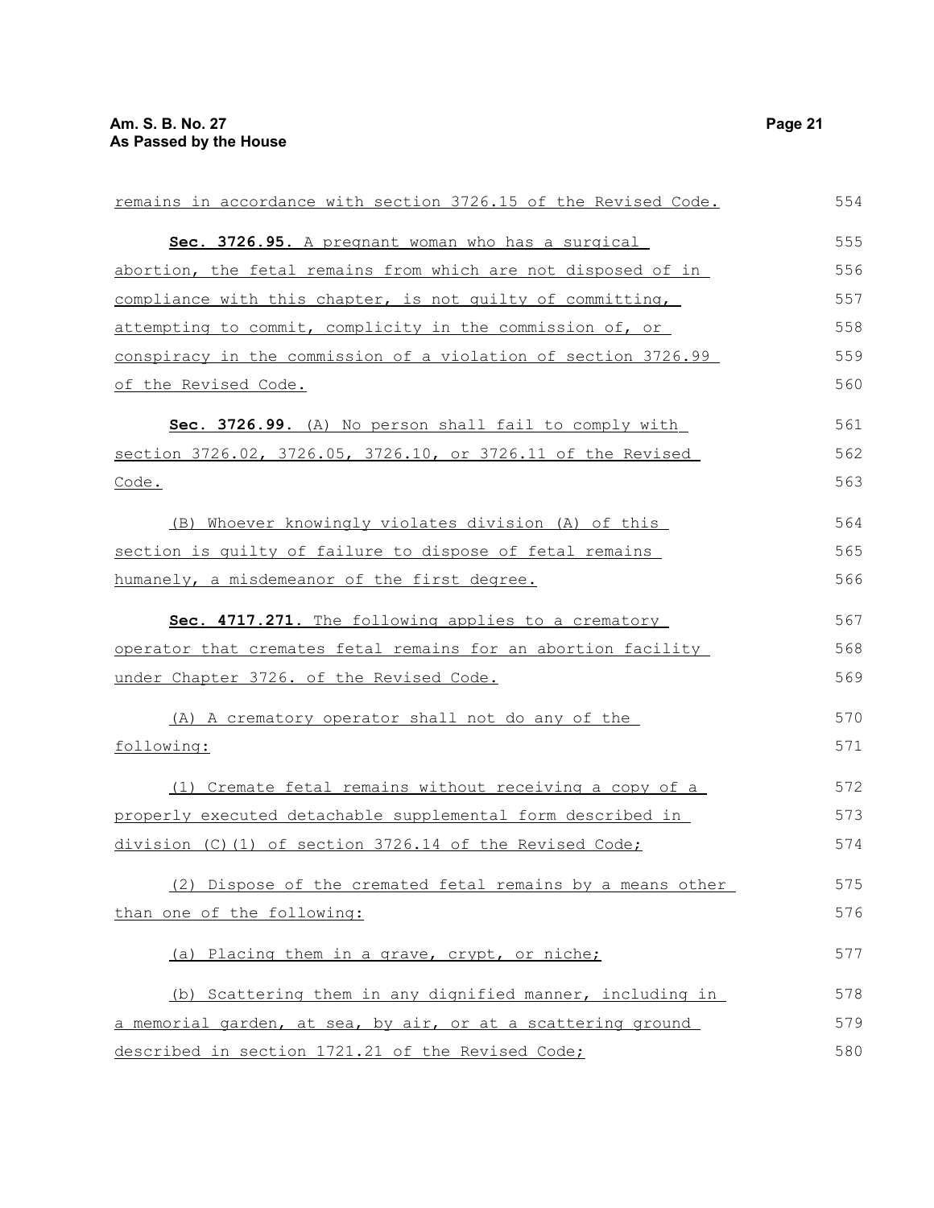remains in accordance with section 3726.15 of the Revised Code.

**Sec. 3726.95.** A pregnant woman who has a surgical abortion, the fetal remains from which are not disposed of in compliance with this chapter, is not guilty of committing, attempting to commit, complicity in the commission of, or conspiracy in the commission of a violation of section 3726.99 of the Revised Code.

**Sec. 3726.99.** (A) No person shall fail to comply with section 3726.02, 3726.05, 3726.10, or 3726.11 of the Revised Code.

(B) Whoever knowingly violates division (A) of this section is guilty of failure to dispose of fetal remains humanely, a misdemeanor of the first degree.

**Sec. 4717.271.** The following applies to a crematory operator that cremates fetal remains for an abortion facility under Chapter 3726. of the Revised Code.

(A) A crematory operator shall not do any of the following:

(1) Cremate fetal remains without receiving a copy of a properly executed detachable supplemental form described in division (C)(1) of section 3726.14 of the Revised Code;

(2) Dispose of the cremated fetal remains by a means other than one of the following:

(a) Placing them in a grave, crypt, or niche;

(b) Scattering them in any dignified manner, including in a memorial garden, at sea, by air, or at a scattering ground described in section 1721.21 of the Revised Code;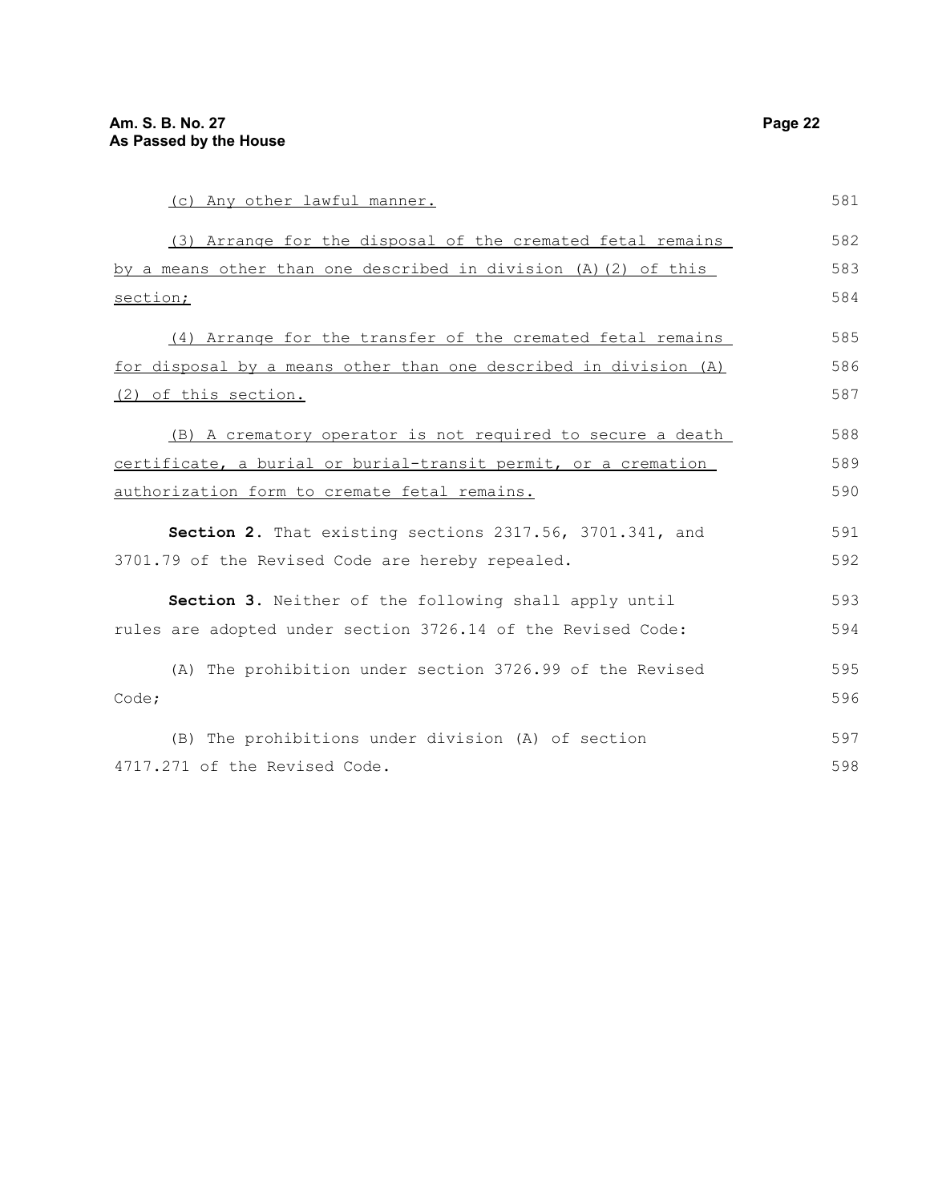(c) Any other lawful manner.

(3) Arrange for the disposal of the cremated fetal remains by a means other than one described in division (A)(2) of this section;

(4) Arrange for the transfer of the cremated fetal remains for disposal by a means other than one described in division (A)(2) of this section.

(B) A crematory operator is not required to secure a death certificate, a burial or burial-transit permit, or a cremation authorization form to cremate fetal remains.

**Section 2.** That existing sections 2317.56, 3701.341, and 3701.79 of the Revised Code are hereby repealed.

**Section 3.** Neither of the following shall apply until rules are adopted under section 3726.14 of the Revised Code:

(A) The prohibition under section 3726.99 of the Revised Code;

(B) The prohibitions under division (A) of section 4717.271 of the Revised Code.